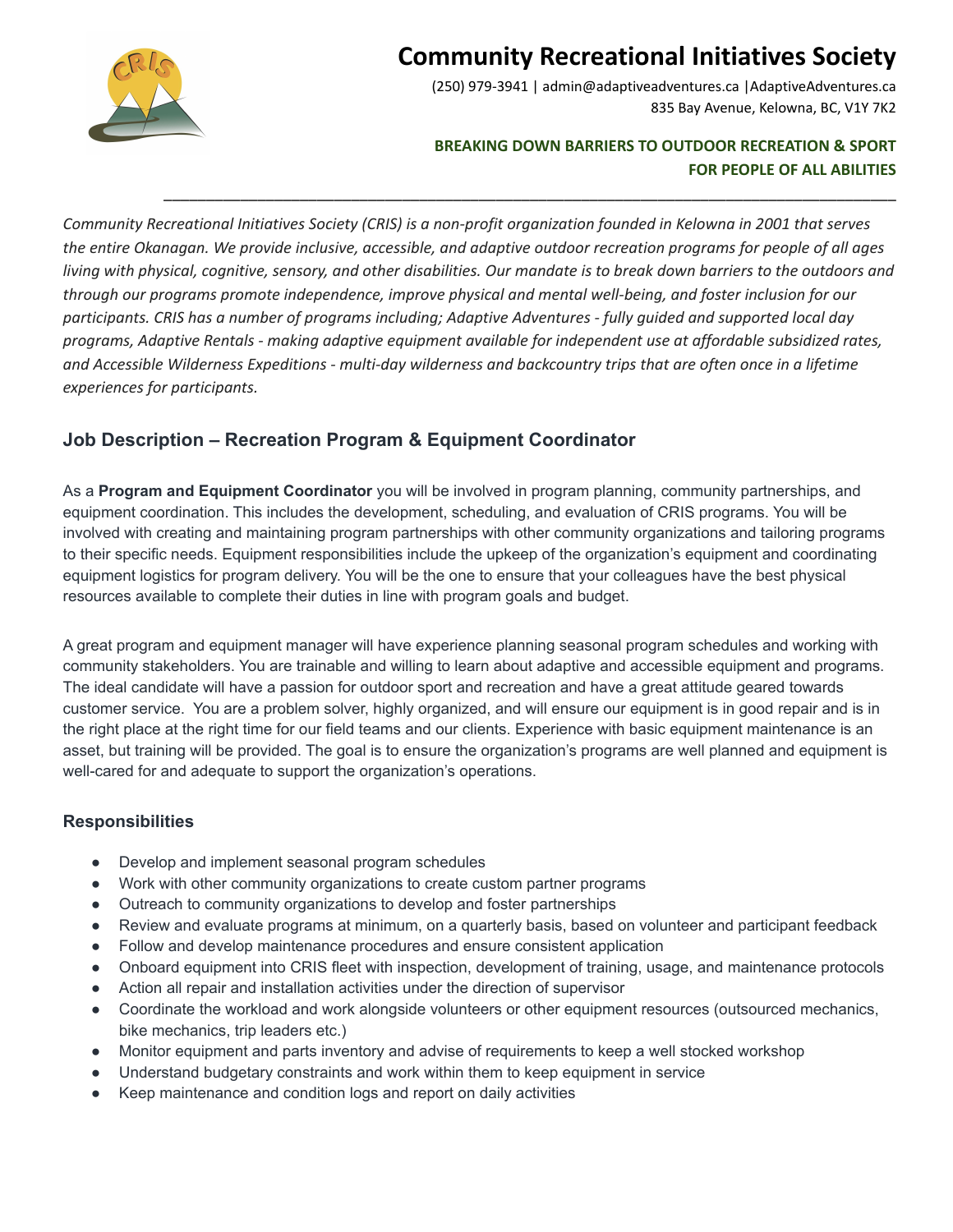# Community Recreational Initiatives Society

(250) 979-3941 | admin@adaptiveadventures.ca |AdaptiveAdventures.ca
835 Bay Avenue, Kelowna, BC, V1Y 7K2

**BREAKING DOWN BARRIERS TO OUTDOOR RECREATION & SPORT FOR PEOPLE OF ALL ABILITIES**

---

*Community Recreational Initiatives Society (CRIS) is a non-profit organization founded in Kelowna in 2001 that serves the entire Okanagan. We provide inclusive, accessible, and adaptive outdoor recreation programs for people of all ages living with physical, cognitive, sensory, and other disabilities. Our mandate is to break down barriers to the outdoors and through our programs promote independence, improve physical and mental well-being, and foster inclusion for our participants. CRIS has a number of programs including; Adaptive Adventures - fully guided and supported local day programs, Adaptive Rentals - making adaptive equipment available for independent use at affordable subsidized rates, and Accessible Wilderness Expeditions - multi-day wilderness and backcountry trips that are often once in a lifetime experiences for participants.*

## Job Description – Recreation Program & Equipment Coordinator

As a **Program and Equipment Coordinator** you will be involved in program planning, community partnerships, and equipment coordination. This includes the development, scheduling, and evaluation of CRIS programs. You will be involved with creating and maintaining program partnerships with other community organizations and tailoring programs to their specific needs. Equipment responsibilities include the upkeep of the organization's equipment and coordinating equipment logistics for program delivery. You will be the one to ensure that your colleagues have the best physical resources available to complete their duties in line with program goals and budget.

A great program and equipment manager will have experience planning seasonal program schedules and working with community stakeholders. You are trainable and willing to learn about adaptive and accessible equipment and programs. The ideal candidate will have a passion for outdoor sport and recreation and have a great attitude geared towards customer service. You are a problem solver, highly organized, and will ensure our equipment is in good repair and is in the right place at the right time for our field teams and our clients. Experience with basic equipment maintenance is an asset, but training will be provided. The goal is to ensure the organization's programs are well planned and equipment is well-cared for and adequate to support the organization's operations.

### Responsibilities

- Develop and implement seasonal program schedules
- Work with other community organizations to create custom partner programs
- Outreach to community organizations to develop and foster partnerships
- Review and evaluate programs at minimum, on a quarterly basis, based on volunteer and participant feedback
- Follow and develop maintenance procedures and ensure consistent application
- Onboard equipment into CRIS fleet with inspection, development of training, usage, and maintenance protocols
- Action all repair and installation activities under the direction of supervisor
- Coordinate the workload and work alongside volunteers or other equipment resources (outsourced mechanics, bike mechanics, trip leaders etc.)
- Monitor equipment and parts inventory and advise of requirements to keep a well stocked workshop
- Understand budgetary constraints and work within them to keep equipment in service
- Keep maintenance and condition logs and report on daily activities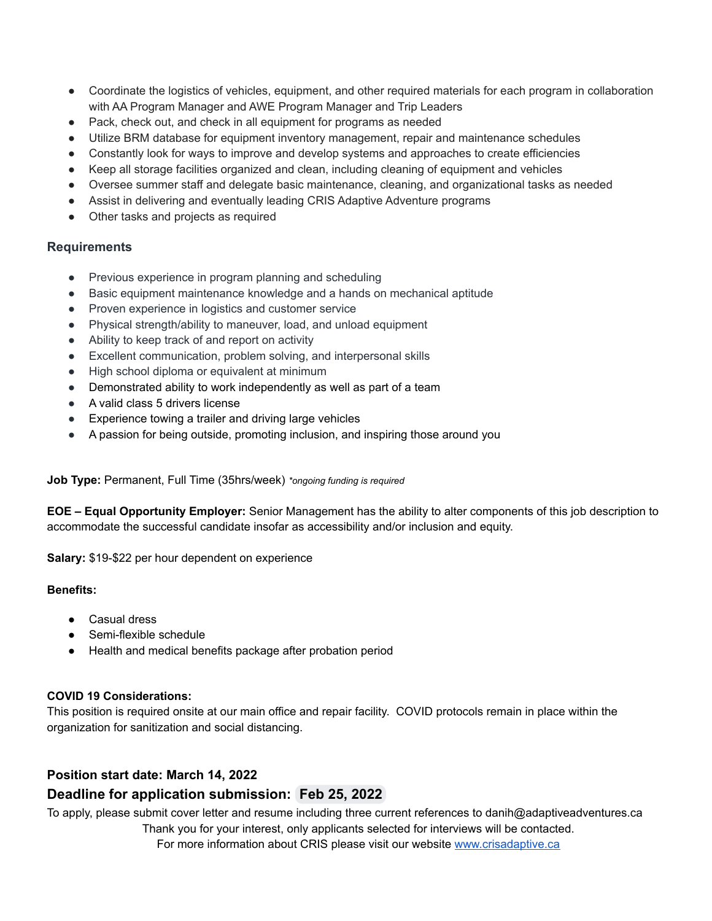- Coordinate the logistics of vehicles, equipment, and other required materials for each program in collaboration with AA Program Manager and AWE Program Manager and Trip Leaders
- Pack, check out, and check in all equipment for programs as needed
- Utilize BRM database for equipment inventory management, repair and maintenance schedules
- Constantly look for ways to improve and develop systems and approaches to create efficiencies
- Keep all storage facilities organized and clean, including cleaning of equipment and vehicles
- Oversee summer staff and delegate basic maintenance, cleaning, and organizational tasks as needed
- Assist in delivering and eventually leading CRIS Adaptive Adventure programs
- Other tasks and projects as required

### Requirements

- Previous experience in program planning and scheduling
- Basic equipment maintenance knowledge and a hands on mechanical aptitude
- Proven experience in logistics and customer service
- Physical strength/ability to maneuver, load, and unload equipment
- Ability to keep track of and report on activity
- Excellent communication, problem solving, and interpersonal skills
- High school diploma or equivalent at minimum
- Demonstrated ability to work independently as well as part of a team
- A valid class 5 drivers license
- Experience towing a trailer and driving large vehicles
- A passion for being outside, promoting inclusion, and inspiring those around you

**Job Type:** Permanent, Full Time (35hrs/week) *\*ongoing funding is required*

**EOE – Equal Opportunity Employer:** Senior Management has the ability to alter components of this job description to accommodate the successful candidate insofar as accessibility and/or inclusion and equity.

**Salary:** $19-$22 per hour dependent on experience

**Benefits:**

- Casual dress
- Semi-flexible schedule
- Health and medical benefits package after probation period

**COVID 19 Considerations:**
This position is required onsite at our main office and repair facility. COVID protocols remain in place within the organization for sanitization and social distancing.

### Position start date: March 14, 2022

### Deadline for application submission: Feb 25, 2022

To apply, please submit cover letter and resume including three current references to danih@adaptiveadventures.ca

Thank you for your interest, only applicants selected for interviews will be contacted.

For more information about CRIS please visit our website [www.crisadaptive.ca](http://www.crisadaptive.ca)